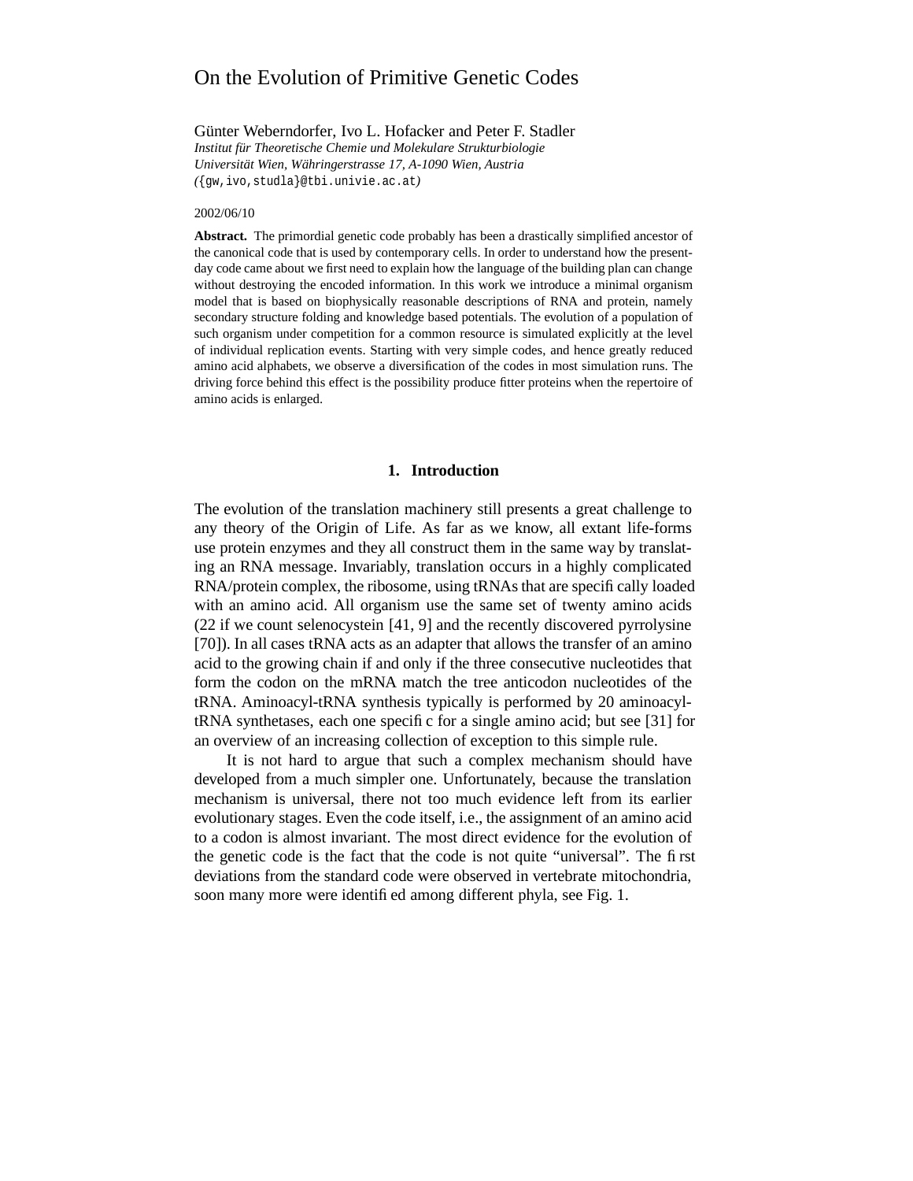# On the Evolution of Primitive Genetic Codes

Günter Weberndorfer, Ivo L. Hofacker and Peter F. Stadler
*Institut für Theoretische Chemie und Molekulare Strukturbiologie*
*Universität Wien, Währingerstrasse 17, A-1090 Wien, Austria*
*(*`{gw,ivo,studla}@tbi.univie.ac.at`*)*

2002/06/10

**Abstract.** The primordial genetic code probably has been a drastically simplified ancestor of the canonical code that is used by contemporary cells. In order to understand how the present-day code came about we first need to explain how the language of the building plan can change without destroying the encoded information. In this work we introduce a minimal organism model that is based on biophysically reasonable descriptions of RNA and protein, namely secondary structure folding and knowledge based potentials. The evolution of a population of such organism under competition for a common resource is simulated explicitly at the level of individual replication events. Starting with very simple codes, and hence greatly reduced amino acid alphabets, we observe a diversification of the codes in most simulation runs. The driving force behind this effect is the possibility produce fitter proteins when the repertoire of amino acids is enlarged.

## 1. Introduction

The evolution of the translation machinery still presents a great challenge to any theory of the Origin of Life. As far as we know, all extant life-forms use protein enzymes and they all construct them in the same way by translating an RNA message. Invariably, translation occurs in a highly complicated RNA/protein complex, the ribosome, using tRNAs that are specifically loaded with an amino acid. All organism use the same set of twenty amino acids (22 if we count selenocystein [41, 9] and the recently discovered pyrrolysine [70]). In all cases tRNA acts as an adapter that allows the transfer of an amino acid to the growing chain if and only if the three consecutive nucleotides that form the codon on the mRNA match the tree anticodon nucleotides of the tRNA. Aminoacyl-tRNA synthesis typically is performed by 20 aminoacyl-tRNA synthetases, each one specific for a single amino acid; but see [31] for an overview of an increasing collection of exception to this simple rule.

It is not hard to argue that such a complex mechanism should have developed from a much simpler one. Unfortunately, because the translation mechanism is universal, there not too much evidence left from its earlier evolutionary stages. Even the code itself, i.e., the assignment of an amino acid to a codon is almost invariant. The most direct evidence for the evolution of the genetic code is the fact that the code is not quite "universal". The first deviations from the standard code were observed in vertebrate mitochondria, soon many more were identified among different phyla, see Fig. 1.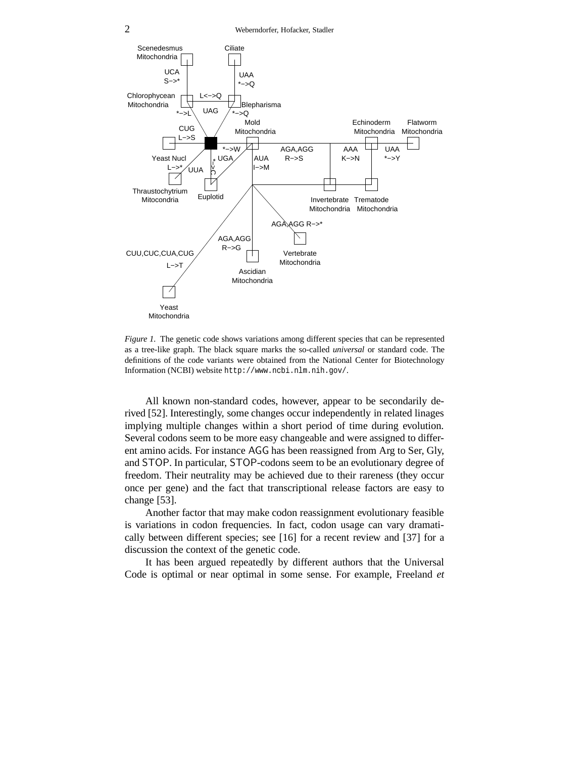*Figure 1.* The genetic code shows variations among different species that can be represented as a tree-like graph. The black square marks the so-called *universal* or standard code. The definitions of the code variants were obtained from the National Center for Biotechnology Information (NCBI) website `http://www.ncbi.nlm.nih.gov/`.

All known non-standard codes, however, appear to be secondarily derived [52]. Interestingly, some changes occur independently in related linages implying multiple changes within a short period of time during evolution. Several codons seem to be more easy changeable and were assigned to different amino acids. For instance AGG has been reassigned from Arg to Ser, Gly, and STOP. In particular, STOP-codons seem to be an evolutionary degree of freedom. Their neutrality may be achieved due to their rareness (they occur once per gene) and the fact that transcriptional release factors are easy to change [53].

Another factor that may make codon reassignment evolutionary feasible is variations in codon frequencies. In fact, codon usage can vary dramatically between different species; see [16] for a recent review and [37] for a discussion the context of the genetic code.

It has been argued repeatedly by different authors that the Universal Code is optimal or near optimal in some sense. For example, Freeland *et*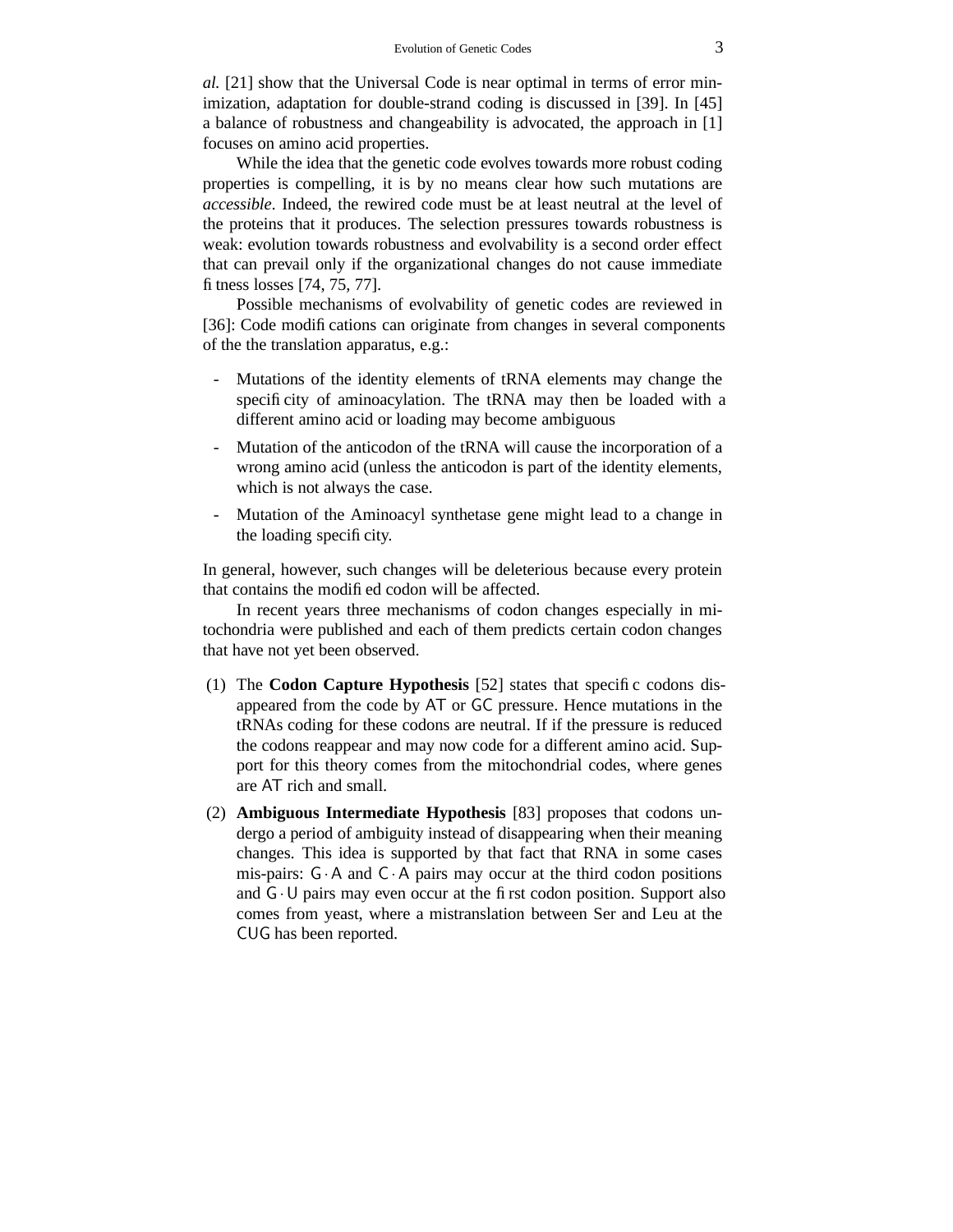*al.* [21] show that the Universal Code is near optimal in terms of error minimization, adaptation for double-strand coding is discussed in [39]. In [45] a balance of robustness and changeability is advocated, the approach in [1] focuses on amino acid properties.

While the idea that the genetic code evolves towards more robust coding properties is compelling, it is by no means clear how such mutations are *accessible*. Indeed, the rewired code must be at least neutral at the level of the proteins that it produces. The selection pressures towards robustness is weak: evolution towards robustness and evolvability is a second order effect that can prevail only if the organizational changes do not cause immediate fitness losses [74, 75, 77].

Possible mechanisms of evolvability of genetic codes are reviewed in [36]: Code modifications can originate from changes in several components of the the translation apparatus, e.g.:

- Mutations of the identity elements of tRNA elements may change the specificity of aminoacylation. The tRNA may then be loaded with a different amino acid or loading may become ambiguous
- Mutation of the anticodon of the tRNA will cause the incorporation of a wrong amino acid (unless the anticodon is part of the identity elements, which is not always the case.
- Mutation of the Aminoacyl synthetase gene might lead to a change in the loading specificity.

In general, however, such changes will be deleterious because every protein that contains the modified codon will be affected.

In recent years three mechanisms of codon changes especially in mitochondria were published and each of them predicts certain codon changes that have not yet been observed.

(1) The **Codon Capture Hypothesis** [52] states that specific codons disappeared from the code by AT or GC pressure. Hence mutations in the tRNAs coding for these codons are neutral. If if the pressure is reduced the codons reappear and may now code for a different amino acid. Support for this theory comes from the mitochondrial codes, where genes are AT rich and small.

(2) **Ambiguous Intermediate Hypothesis** [83] proposes that codons undergo a period of ambiguity instead of disappearing when their meaning changes. This idea is supported by that fact that RNA in some cases mis-pairs: G·A and C·A pairs may occur at the third codon positions and G·U pairs may even occur at the first codon position. Support also comes from yeast, where a mistranslation between Ser and Leu at the CUG has been reported.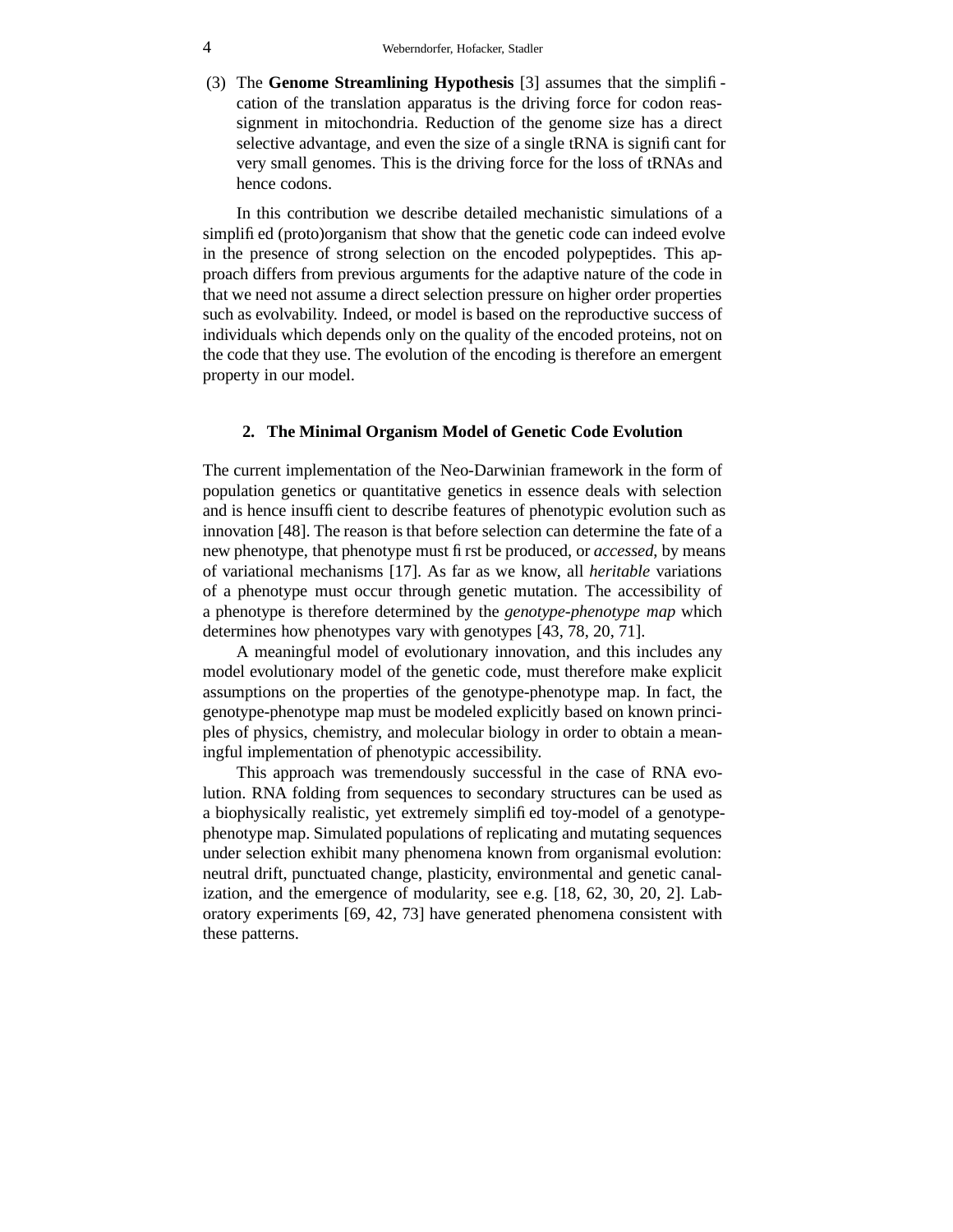(3) The **Genome Streamlining Hypothesis** [3] assumes that the simplification of the translation apparatus is the driving force for codon reassignment in mitochondria. Reduction of the genome size has a direct selective advantage, and even the size of a single tRNA is significant for very small genomes. This is the driving force for the loss of tRNAs and hence codons.

In this contribution we describe detailed mechanistic simulations of a simplified (proto)organism that show that the genetic code can indeed evolve in the presence of strong selection on the encoded polypeptides. This approach differs from previous arguments for the adaptive nature of the code in that we need not assume a direct selection pressure on higher order properties such as evolvability. Indeed, or model is based on the reproductive success of individuals which depends only on the quality of the encoded proteins, not on the code that they use. The evolution of the encoding is therefore an emergent property in our model.

## 2. The Minimal Organism Model of Genetic Code Evolution

The current implementation of the Neo-Darwinian framework in the form of population genetics or quantitative genetics in essence deals with selection and is hence insufficient to describe features of phenotypic evolution such as innovation [48]. The reason is that before selection can determine the fate of a new phenotype, that phenotype must first be produced, or *accessed*, by means of variational mechanisms [17]. As far as we know, all *heritable* variations of a phenotype must occur through genetic mutation. The accessibility of a phenotype is therefore determined by the *genotype-phenotype map* which determines how phenotypes vary with genotypes [43, 78, 20, 71].

A meaningful model of evolutionary innovation, and this includes any model evolutionary model of the genetic code, must therefore make explicit assumptions on the properties of the genotype-phenotype map. In fact, the genotype-phenotype map must be modeled explicitly based on known principles of physics, chemistry, and molecular biology in order to obtain a meaningful implementation of phenotypic accessibility.

This approach was tremendously successful in the case of RNA evolution. RNA folding from sequences to secondary structures can be used as a biophysically realistic, yet extremely simplified toy-model of a genotype-phenotype map. Simulated populations of replicating and mutating sequences under selection exhibit many phenomena known from organismal evolution: neutral drift, punctuated change, plasticity, environmental and genetic canalization, and the emergence of modularity, see e.g. [18, 62, 30, 20, 2]. Laboratory experiments [69, 42, 73] have generated phenomena consistent with these patterns.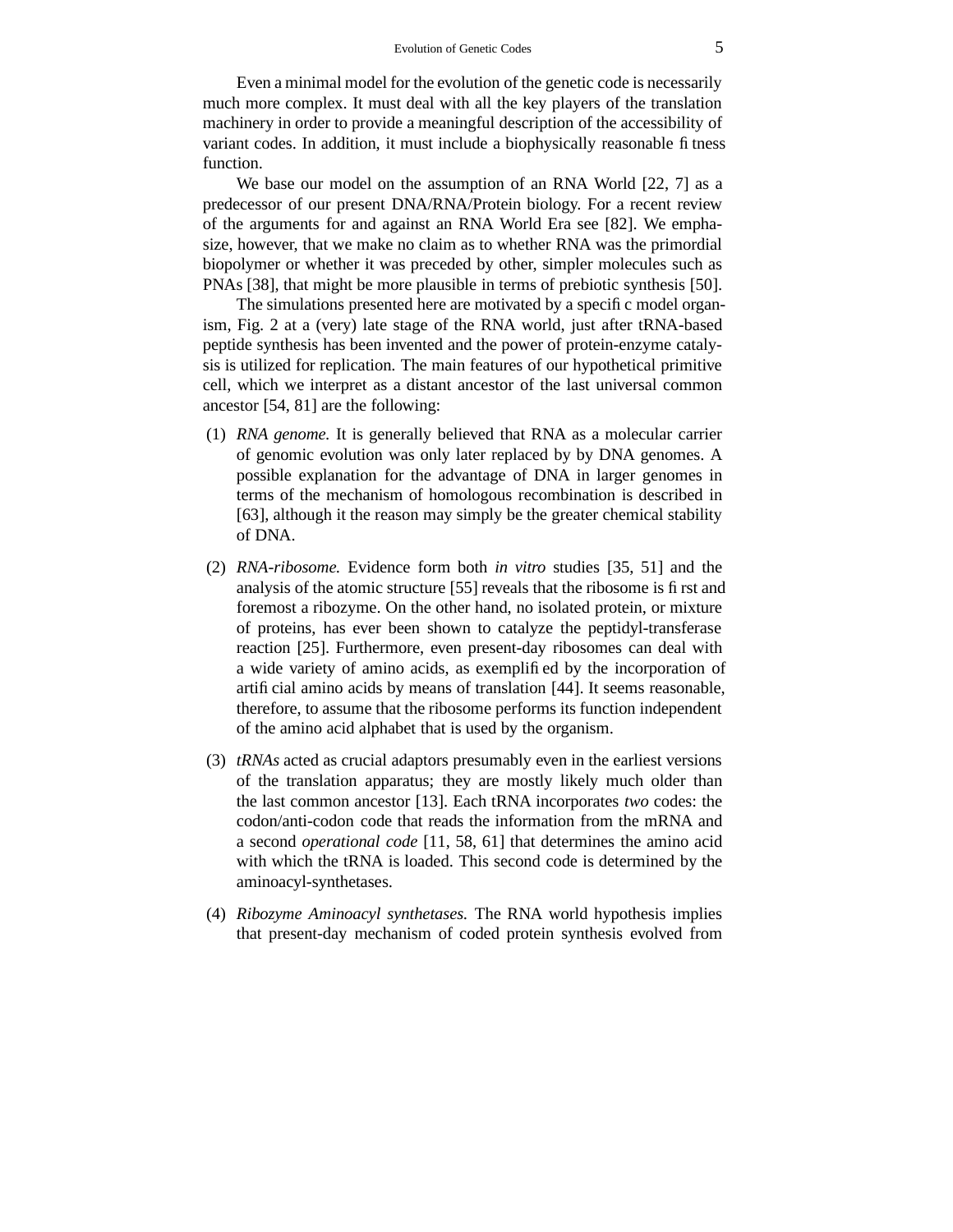Even a minimal model for the evolution of the genetic code is necessarily much more complex. It must deal with all the key players of the translation machinery in order to provide a meaningful description of the accessibility of variant codes. In addition, it must include a biophysically reasonable fitness function.

We base our model on the assumption of an RNA World [22, 7] as a predecessor of our present DNA/RNA/Protein biology. For a recent review of the arguments for and against an RNA World Era see [82]. We emphasize, however, that we make no claim as to whether RNA was the primordial biopolymer or whether it was preceded by other, simpler molecules such as PNAs [38], that might be more plausible in terms of prebiotic synthesis [50].

The simulations presented here are motivated by a specific model organism, Fig. 2 at a (very) late stage of the RNA world, just after tRNA-based peptide synthesis has been invented and the power of protein-enzyme catalysis is utilized for replication. The main features of our hypothetical primitive cell, which we interpret as a distant ancestor of the last universal common ancestor [54, 81] are the following:

(1) *RNA genome.* It is generally believed that RNA as a molecular carrier of genomic evolution was only later replaced by by DNA genomes. A possible explanation for the advantage of DNA in larger genomes in terms of the mechanism of homologous recombination is described in [63], although it the reason may simply be the greater chemical stability of DNA.

(2) *RNA-ribosome.* Evidence form both *in vitro* studies [35, 51] and the analysis of the atomic structure [55] reveals that the ribosome is first and foremost a ribozyme. On the other hand, no isolated protein, or mixture of proteins, has ever been shown to catalyze the peptidyl-transferase reaction [25]. Furthermore, even present-day ribosomes can deal with a wide variety of amino acids, as exemplified by the incorporation of artificial amino acids by means of translation [44]. It seems reasonable, therefore, to assume that the ribosome performs its function independent of the amino acid alphabet that is used by the organism.

(3) *tRNAs* acted as crucial adaptors presumably even in the earliest versions of the translation apparatus; they are mostly likely much older than the last common ancestor [13]. Each tRNA incorporates *two* codes: the codon/anti-codon code that reads the information from the mRNA and a second *operational code* [11, 58, 61] that determines the amino acid with which the tRNA is loaded. This second code is determined by the aminoacyl-synthetases.

(4) *Ribozyme Aminoacyl synthetases.* The RNA world hypothesis implies that present-day mechanism of coded protein synthesis evolved from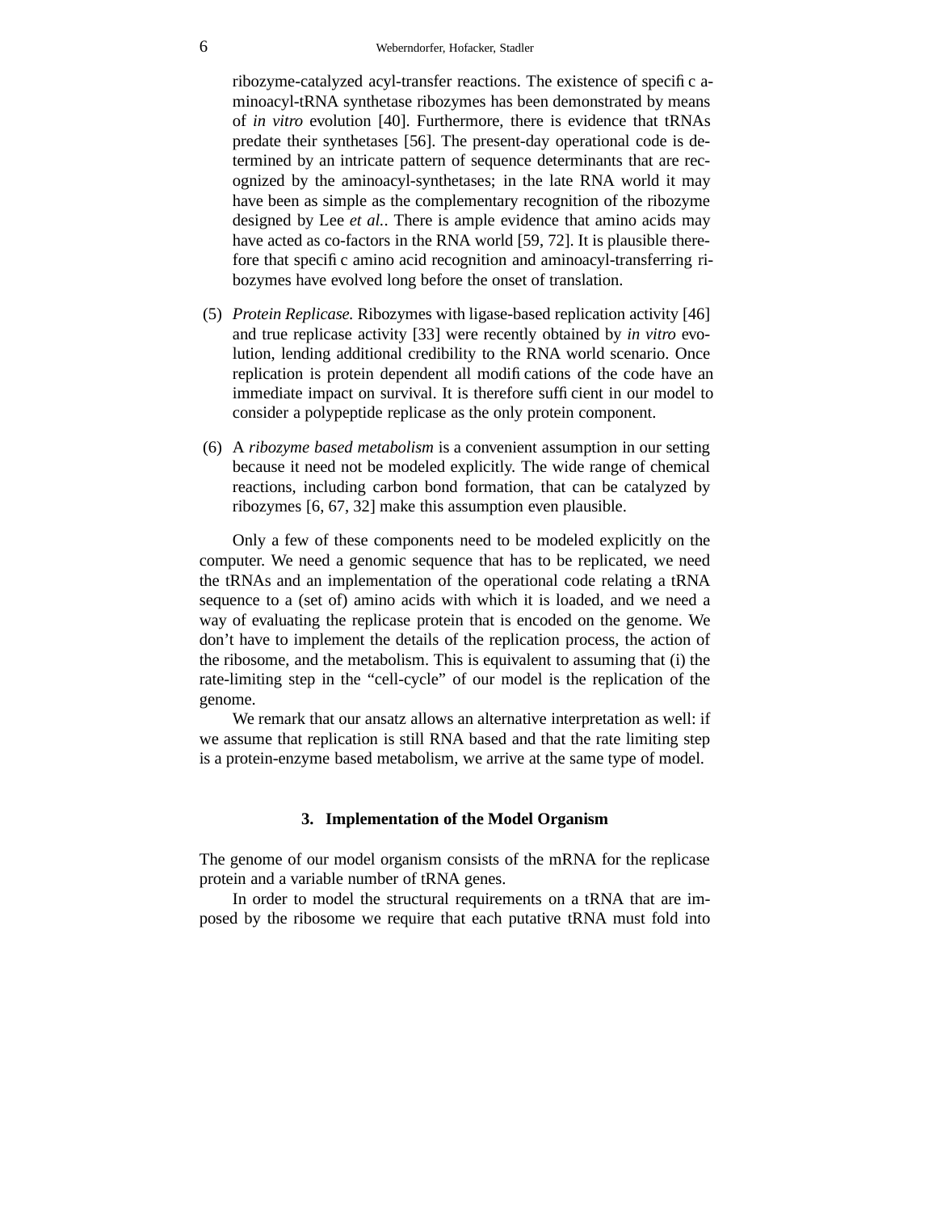ribozyme-catalyzed acyl-transfer reactions. The existence of specific aminoacyl-tRNA synthetase ribozymes has been demonstrated by means of *in vitro* evolution [40]. Furthermore, there is evidence that tRNAs predate their synthetases [56]. The present-day operational code is determined by an intricate pattern of sequence determinants that are recognized by the aminoacyl-synthetases; in the late RNA world it may have been as simple as the complementary recognition of the ribozyme designed by Lee *et al.*. There is ample evidence that amino acids may have acted as co-factors in the RNA world [59, 72]. It is plausible therefore that specific amino acid recognition and aminoacyl-transferring ribozymes have evolved long before the onset of translation.

(5) *Protein Replicase.* Ribozymes with ligase-based replication activity [46] and true replicase activity [33] were recently obtained by *in vitro* evolution, lending additional credibility to the RNA world scenario. Once replication is protein dependent all modifications of the code have an immediate impact on survival. It is therefore sufficient in our model to consider a polypeptide replicase as the only protein component.

(6) A *ribozyme based metabolism* is a convenient assumption in our setting because it need not be modeled explicitly. The wide range of chemical reactions, including carbon bond formation, that can be catalyzed by ribozymes [6, 67, 32] make this assumption even plausible.

Only a few of these components need to be modeled explicitly on the computer. We need a genomic sequence that has to be replicated, we need the tRNAs and an implementation of the operational code relating a tRNA sequence to a (set of) amino acids with which it is loaded, and we need a way of evaluating the replicase protein that is encoded on the genome. We don't have to implement the details of the replication process, the action of the ribosome, and the metabolism. This is equivalent to assuming that (i) the rate-limiting step in the "cell-cycle" of our model is the replication of the genome.

We remark that our ansatz allows an alternative interpretation as well: if we assume that replication is still RNA based and that the rate limiting step is a protein-enzyme based metabolism, we arrive at the same type of model.

## 3. Implementation of the Model Organism

The genome of our model organism consists of the mRNA for the replicase protein and a variable number of tRNA genes.

In order to model the structural requirements on a tRNA that are imposed by the ribosome we require that each putative tRNA must fold into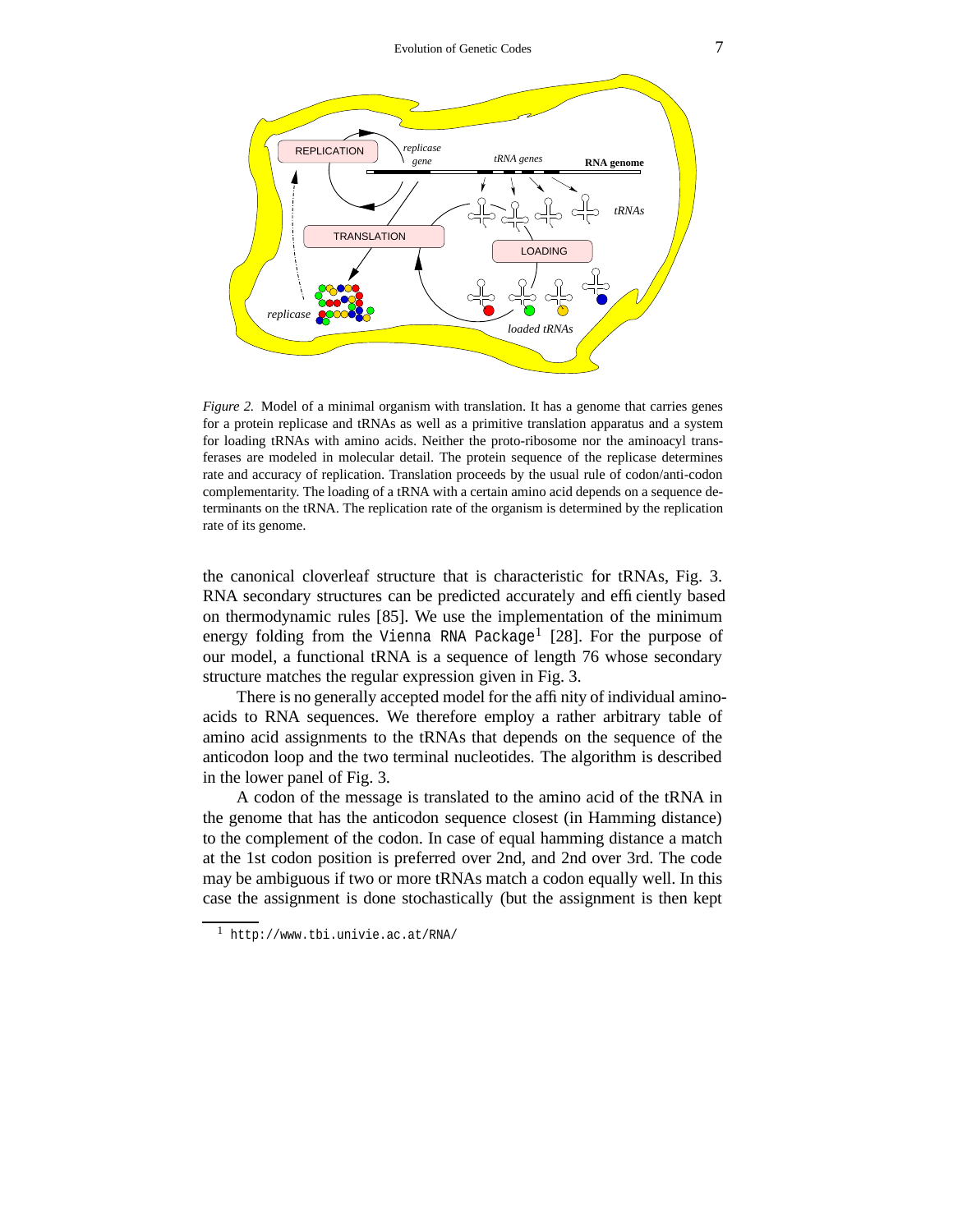*Figure 2.* Model of a minimal organism with translation. It has a genome that carries genes for a protein replicase and tRNAs as well as a primitive translation apparatus and a system for loading tRNAs with amino acids. Neither the proto-ribosome nor the aminoacyl transferases are modeled in molecular detail. The protein sequence of the replicase determines rate and accuracy of replication. Translation proceeds by the usual rule of codon/anti-codon complementarity. The loading of a tRNA with a certain amino acid depends on a sequence determinants on the tRNA. The replication rate of the organism is determined by the replication rate of its genome.

the canonical cloverleaf structure that is characteristic for tRNAs, Fig. 3. RNA secondary structures can be predicted accurately and efficiently based on thermodynamic rules [85]. We use the implementation of the minimum energy folding from the `Vienna RNA Package`[1] [28]. For the purpose of our model, a functional tRNA is a sequence of length 76 whose secondary structure matches the regular expression given in Fig. 3.

There is no generally accepted model for the affinity of individual amino-acids to RNA sequences. We therefore employ a rather arbitrary table of amino acid assignments to the tRNAs that depends on the sequence of the anticodon loop and the two terminal nucleotides. The algorithm is described in the lower panel of Fig. 3.

A codon of the message is translated to the amino acid of the tRNA in the genome that has the anticodon sequence closest (in Hamming distance) to the complement of the codon. In case of equal hamming distance a match at the 1st codon position is preferred over 2nd, and 2nd over 3rd. The code may be ambiguous if two or more tRNAs match a codon equally well. In this case the assignment is done stochastically (but the assignment is then kept

---

[1] `http://www.tbi.univie.ac.at/RNA/`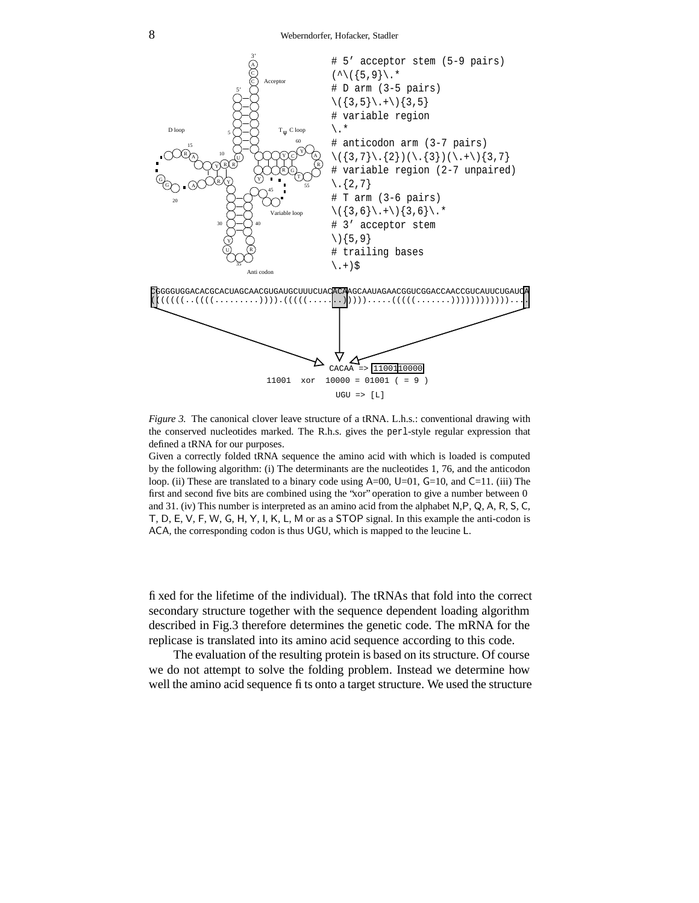```
# 5' acceptor stem (5-9 pairs)
(^\({5,9}\.*
# D arm (3-5 pairs)
\({3,5}\.+\){3,5}
# variable region
\.*
# anticodon arm (3-7 pairs)
\({3,7}\.{2})(\.{3})(\.+\){3,7}
# variable region (2-7 unpaired)
\.{2,7}
# T arm (3-6 pairs)
\({3,6}\.+\){3,6}\.*
# 3' acceptor stem
\){5,9}
# trailing bases
\.+)$
```

```
CGGGGUGGACACGCACUAGCAACGUGAUGCUUUCUACACAAGCAAUAGAACGGUCGGACCAACCGUCAUUCUGAUCA
((((((..((((.........)))).(((((.......))))).....(((((.......))))))))))))....

CACAA => 1100110000
11001  xor  10000 = 01001 ( = 9 )
UGU => [L]
```

*Figure 3.* The canonical clover leave structure of a tRNA. L.h.s.: conventional drawing with the conserved nucleotides marked. The R.h.s. gives the perl-style regular expression that defined a tRNA for our purposes.
Given a correctly folded tRNA sequence the amino acid with which is loaded is computed by the following algorithm: (i) The determinants are the nucleotides 1, 76, and the anticodon loop. (ii) These are translated to a binary code using A=00, U=01, G=10, and C=11. (iii) The first and second five bits are combined using the "xor" operation to give a number between 0 and 31. (iv) This number is interpreted as an amino acid from the alphabet N,P, Q, A, R, S, C, T, D, E, V, F, W, G, H, Y, I, K, L, M or as a STOP signal. In this example the anti-codon is ACA, the corresponding codon is thus UGU, which is mapped to the leucine L.

fixed for the lifetime of the individual). The tRNAs that fold into the correct secondary structure together with the sequence dependent loading algorithm described in Fig.3 therefore determines the genetic code. The mRNA for the replicase is translated into its amino acid sequence according to this code.

The evaluation of the resulting protein is based on its structure. Of course we do not attempt to solve the folding problem. Instead we determine how well the amino acid sequence fits onto a target structure. We used the structure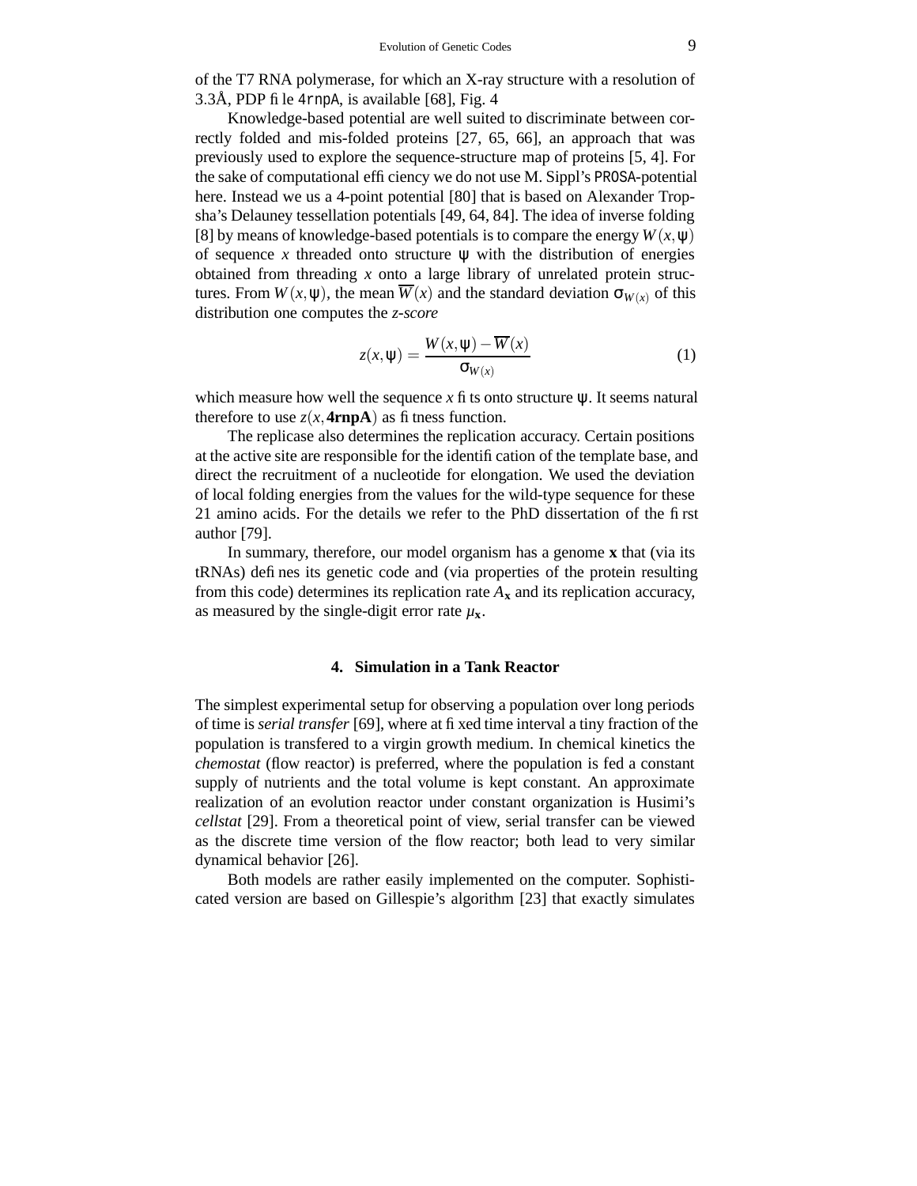of the T7 RNA polymerase, for which an X-ray structure with a resolution of 3.3Å, PDP file `4rnpA`, is available [68], Fig. 4

Knowledge-based potential are well suited to discriminate between correctly folded and mis-folded proteins [27, 65, 66], an approach that was previously used to explore the sequence-structure map of proteins [5, 4]. For the sake of computational efficiency we do not use M. Sippl's `PROSA`-potential here. Instead we us a 4-point potential [80] that is based on Alexander Tropsha's Delauney tessellation potentials [49, 64, 84]. The idea of inverse folding [8] by means of knowledge-based potentials is to compare the energy $W(x,\psi)$ of sequence $x$ threaded onto structure $\psi$ with the distribution of energies obtained from threading $x$ onto a large library of unrelated protein structures. From $W(x,\psi)$, the mean $\overline{W}(x)$ and the standard deviation $\sigma_{W(x)}$ of this distribution one computes the *z-score*

$$z(x,\psi) = \frac{W(x,\psi) - \overline{W}(x)}{\sigma_{W(x)}} \tag{1}$$

which measure how well the sequence $x$ fits onto structure $\psi$. It seems natural therefore to use $z(x, \mathbf{4rnpA})$ as fitness function.

The replicase also determines the replication accuracy. Certain positions at the active site are responsible for the identification of the template base, and direct the recruitment of a nucleotide for elongation. We used the deviation of local folding energies from the values for the wild-type sequence for these 21 amino acids. For the details we refer to the PhD dissertation of the first author [79].

In summary, therefore, our model organism has a genome $\mathbf{x}$ that (via its tRNAs) defines its genetic code and (via properties of the protein resulting from this code) determines its replication rate $A_{\mathbf{x}}$ and its replication accuracy, as measured by the single-digit error rate $\mu_{\mathbf{x}}$.

## 4. Simulation in a Tank Reactor

The simplest experimental setup for observing a population over long periods of time is *serial transfer* [69], where at fixed time interval a tiny fraction of the population is transfered to a virgin growth medium. In chemical kinetics the *chemostat* (flow reactor) is preferred, where the population is fed a constant supply of nutrients and the total volume is kept constant. An approximate realization of an evolution reactor under constant organization is Husimi's *cellstat* [29]. From a theoretical point of view, serial transfer can be viewed as the discrete time version of the flow reactor; both lead to very similar dynamical behavior [26].

Both models are rather easily implemented on the computer. Sophisticated version are based on Gillespie's algorithm [23] that exactly simulates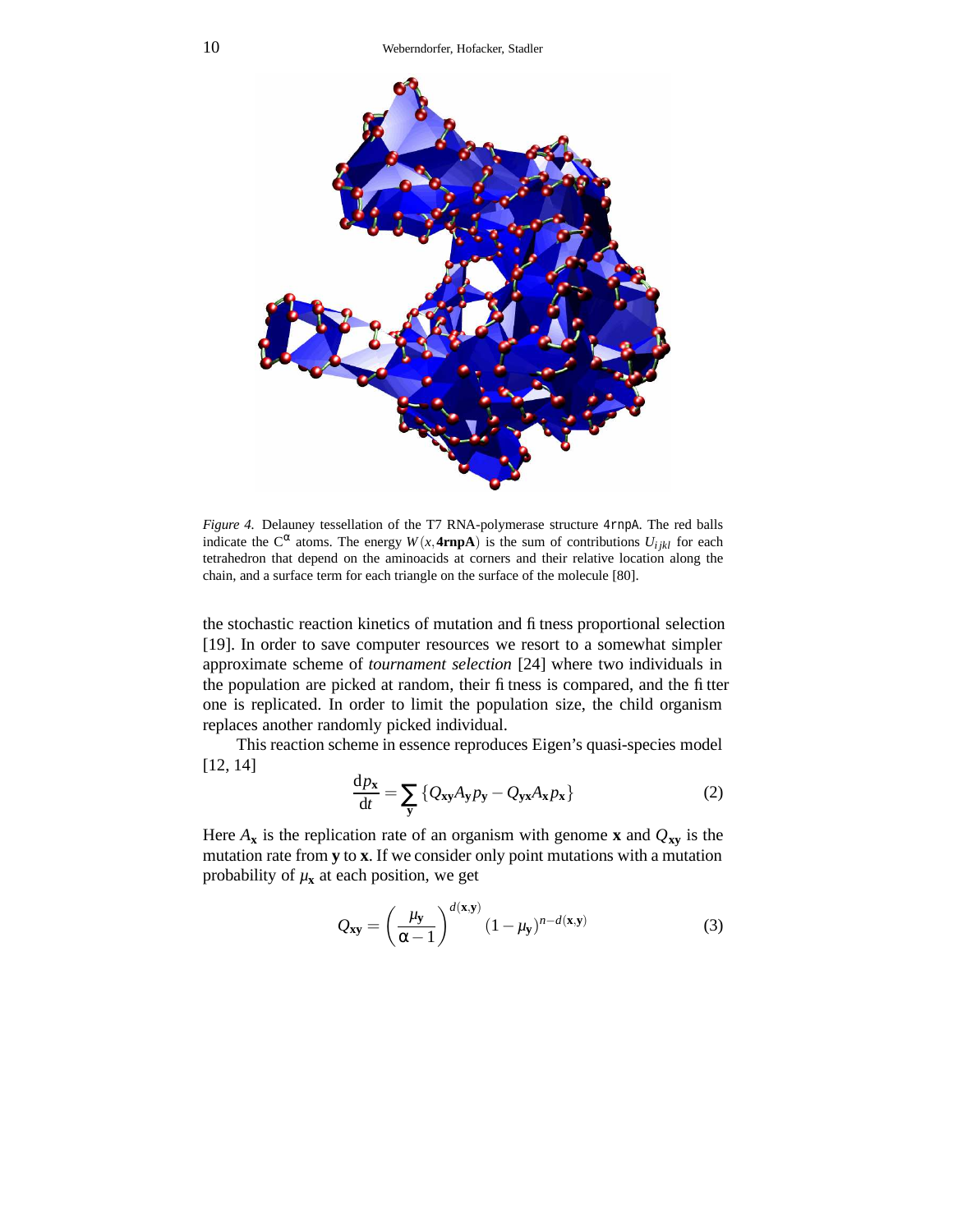*Figure 4.* Delauney tessellation of the T7 RNA-polymerase structure `4rnpA`. The red balls indicate the $C^{\alpha}$ atoms. The energy $W(x, \mathbf{4rnpA})$ is the sum of contributions $U_{ijkl}$ for each tetrahedron that depend on the aminoacids at corners and their relative location along the chain, and a surface term for each triangle on the surface of the molecule [80].

the stochastic reaction kinetics of mutation and fitness proportional selection [19]. In order to save computer resources we resort to a somewhat simpler approximate scheme of *tournament selection* [24] where two individuals in the population are picked at random, their fitness is compared, and the fitter one is replicated. In order to limit the population size, the child organism replaces another randomly picked individual.

This reaction scheme in essence reproduces Eigen's quasi-species model [12, 14]

$$\frac{\mathrm{d}p_{\mathbf{x}}}{\mathrm{d}t} = \sum_{\mathbf{y}} \{Q_{\mathbf{xy}} A_{\mathbf{y}} p_{\mathbf{y}} - Q_{\mathbf{yx}} A_{\mathbf{x}} p_{\mathbf{x}}\} \tag{2}$$

Here $A_{\mathbf{x}}$ is the replication rate of an organism with genome $\mathbf{x}$ and $Q_{\mathbf{xy}}$ is the mutation rate from $\mathbf{y}$ to $\mathbf{x}$. If we consider only point mutations with a mutation probability of $\mu_{\mathbf{x}}$ at each position, we get

$$Q_{\mathbf{xy}} = \left(\frac{\mu_{\mathbf{y}}}{\alpha - 1}\right)^{d(\mathbf{x},\mathbf{y})} (1 - \mu_{\mathbf{y}})^{n - d(\mathbf{x},\mathbf{y})} \tag{3}$$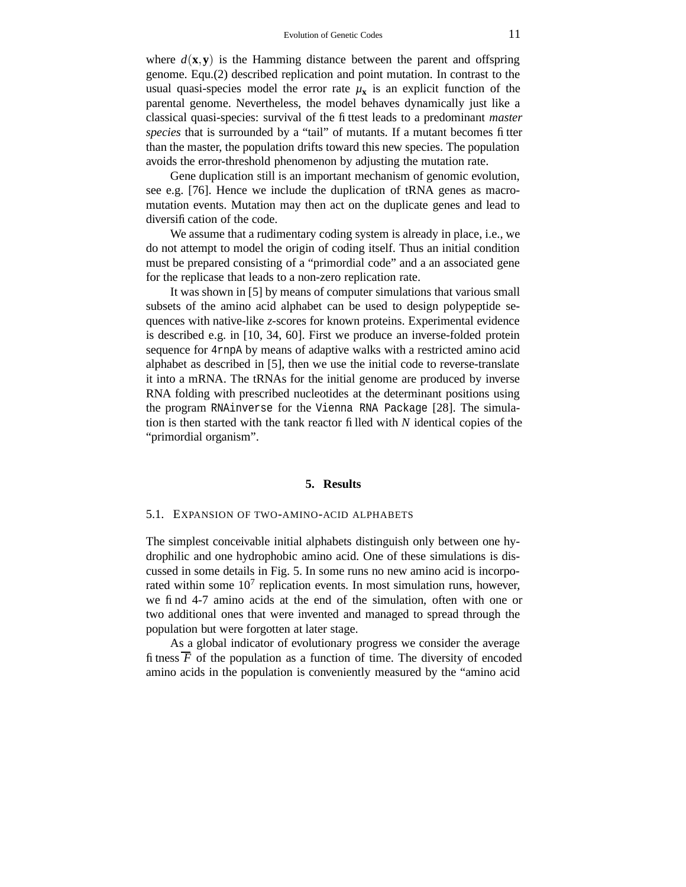where $d(\mathbf{x},\mathbf{y})$ is the Hamming distance between the parent and offspring genome. Equ.(2) described replication and point mutation. In contrast to the usual quasi-species model the error rate $\mu_{\mathbf{x}}$ is an explicit function of the parental genome. Nevertheless, the model behaves dynamically just like a classical quasi-species: survival of the fittest leads to a predominant *master species* that is surrounded by a "tail" of mutants. If a mutant becomes fitter than the master, the population drifts toward this new species. The population avoids the error-threshold phenomenon by adjusting the mutation rate.

Gene duplication still is an important mechanism of genomic evolution, see e.g. [76]. Hence we include the duplication of tRNA genes as macro-mutation events. Mutation may then act on the duplicate genes and lead to diversification of the code.

We assume that a rudimentary coding system is already in place, i.e., we do not attempt to model the origin of coding itself. Thus an initial condition must be prepared consisting of a "primordial code" and a an associated gene for the replicase that leads to a non-zero replication rate.

It was shown in [5] by means of computer simulations that various small subsets of the amino acid alphabet can be used to design polypeptide sequences with native-like *z*-scores for known proteins. Experimental evidence is described e.g. in [10, 34, 60]. First we produce an inverse-folded protein sequence for `4rnpA` by means of adaptive walks with a restricted amino acid alphabet as described in [5], then we use the initial code to reverse-translate it into a mRNA. The tRNAs for the initial genome are produced by inverse RNA folding with prescribed nucleotides at the determinant positions using the program `RNAinverse` for the `Vienna RNA Package` [28]. The simulation is then started with the tank reactor filled with $N$ identical copies of the "primordial organism".

## 5. Results

### 5.1. Expansion of two-amino-acid alphabets

The simplest conceivable initial alphabets distinguish only between one hydrophilic and one hydrophobic amino acid. One of these simulations is discussed in some details in Fig. 5. In some runs no new amino acid is incorporated within some $10^7$ replication events. In most simulation runs, however, we find 4-7 amino acids at the end of the simulation, often with one or two additional ones that were invented and managed to spread through the population but were forgotten at later stage.

As a global indicator of evolutionary progress we consider the average fitness $\overline{F}$ of the population as a function of time. The diversity of encoded amino acids in the population is conveniently measured by the "amino acid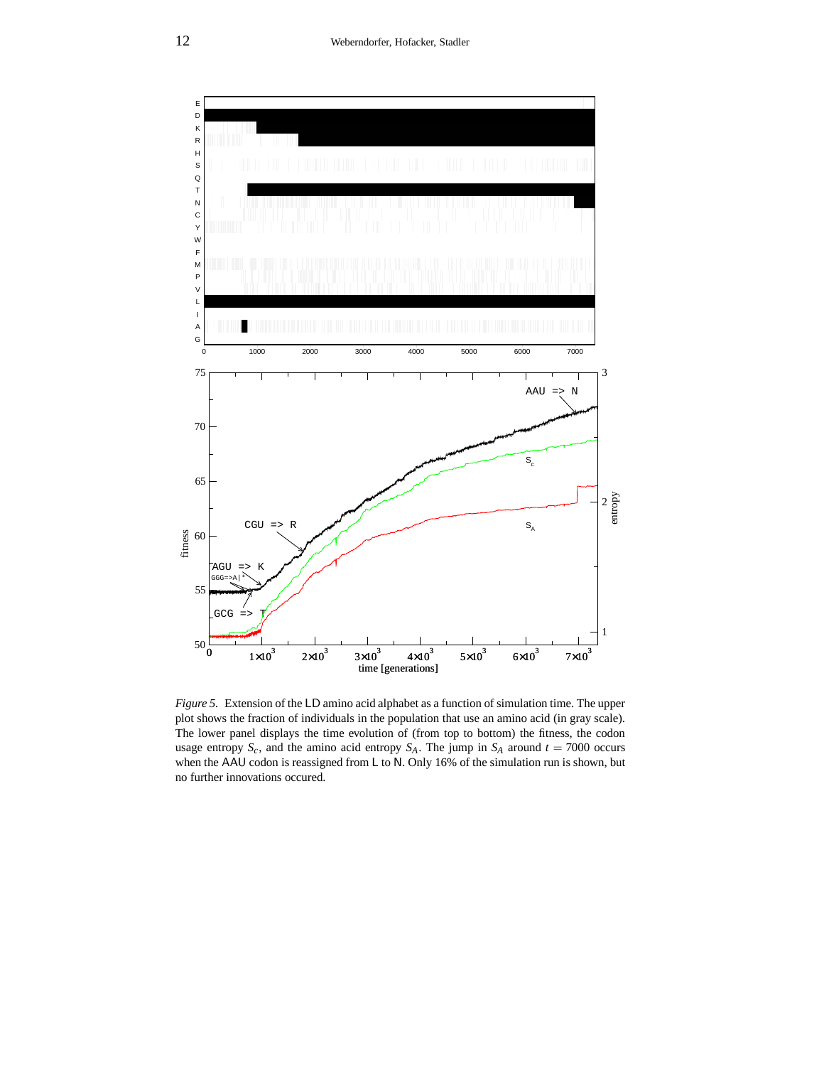*Figure 5.* Extension of the LD amino acid alphabet as a function of simulation time. The upper plot shows the fraction of individuals in the population that use an amino acid (in gray scale). The lower panel displays the time evolution of (from top to bottom) the fitness, the codon usage entropy $S_c$, and the amino acid entropy $S_A$. The jump in $S_A$ around $t = 7000$ occurs when the AAU codon is reassigned from L to N. Only 16% of the simulation run is shown, but no further innovations occured.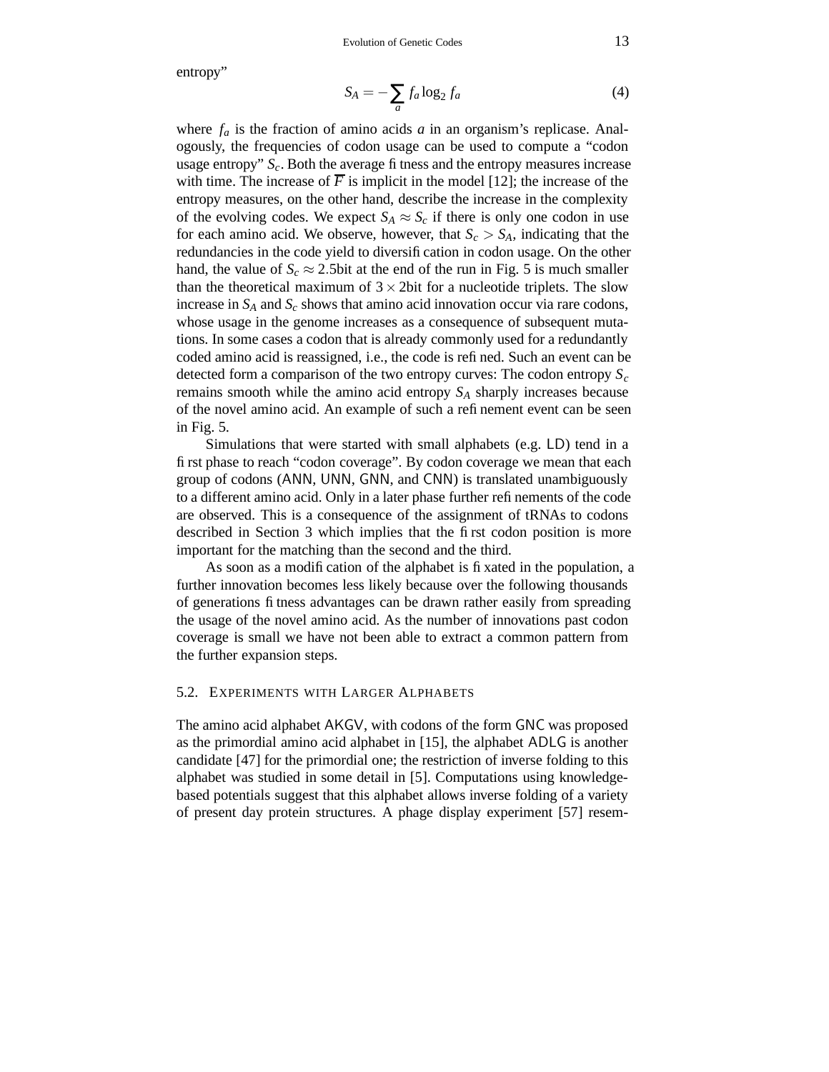entropy"

$$S_A = -\sum_a f_a \log_2 f_a \tag{4}$$

where $f_a$ is the fraction of amino acids $a$ in an organism's replicase. Analogously, the frequencies of codon usage can be used to compute a "codon usage entropy" $S_c$. Both the average fitness and the entropy measures increase with time. The increase of $\overline{F}$ is implicit in the model [12]; the increase of the entropy measures, on the other hand, describe the increase in the complexity of the evolving codes. We expect $S_A \approx S_c$ if there is only one codon in use for each amino acid. We observe, however, that $S_c > S_A$, indicating that the redundancies in the code yield to diversification in codon usage. On the other hand, the value of $S_c \approx 2.5$bit at the end of the run in Fig. 5 is much smaller than the theoretical maximum of $3 \times 2$bit for a nucleotide triplets. The slow increase in $S_A$ and $S_c$ shows that amino acid innovation occur via rare codons, whose usage in the genome increases as a consequence of subsequent mutations. In some cases a codon that is already commonly used for a redundantly coded amino acid is reassigned, i.e., the code is refined. Such an event can be detected form a comparison of the two entropy curves: The codon entropy $S_c$ remains smooth while the amino acid entropy $S_A$ sharply increases because of the novel amino acid. An example of such a refinement event can be seen in Fig. 5.

Simulations that were started with small alphabets (e.g. LD) tend in a first phase to reach "codon coverage". By codon coverage we mean that each group of codons (ANN, UNN, GNN, and CNN) is translated unambiguously to a different amino acid. Only in a later phase further refinements of the code are observed. This is a consequence of the assignment of tRNAs to codons described in Section 3 which implies that the first codon position is more important for the matching than the second and the third.

As soon as a modification of the alphabet is fixated in the population, a further innovation becomes less likely because over the following thousands of generations fitness advantages can be drawn rather easily from spreading the usage of the novel amino acid. As the number of innovations past codon coverage is small we have not been able to extract a common pattern from the further expansion steps.

## 5.2. Experiments with Larger Alphabets

The amino acid alphabet AKGV, with codons of the form GNC was proposed as the primordial amino acid alphabet in [15], the alphabet ADLG is another candidate [47] for the primordial one; the restriction of inverse folding to this alphabet was studied in some detail in [5]. Computations using knowledge-based potentials suggest that this alphabet allows inverse folding of a variety of present day protein structures. A phage display experiment [57] resem-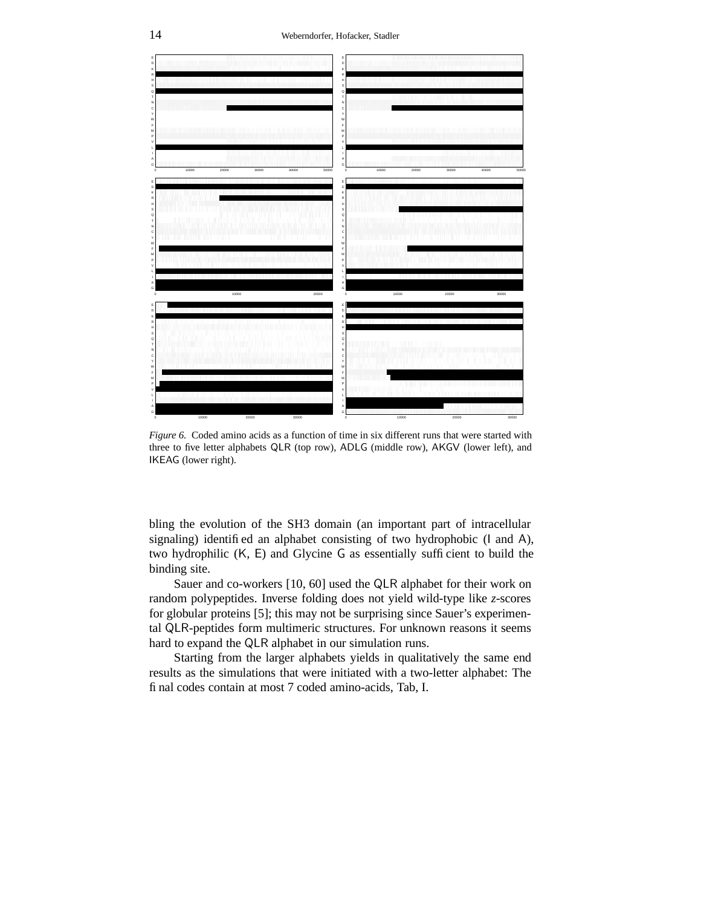*Figure 6.* Coded amino acids as a function of time in six different runs that were started with three to five letter alphabets QLR (top row), ADLG (middle row), AKGV (lower left), and IKEAG (lower right).

bling the evolution of the SH3 domain (an important part of intracellular signaling) identified an alphabet consisting of two hydrophobic (I and A), two hydrophilic (K, E) and Glycine G as essentially sufficient to build the binding site.

Sauer and co-workers [10, 60] used the QLR alphabet for their work on random polypeptides. Inverse folding does not yield wild-type like *z*-scores for globular proteins [5]; this may not be surprising since Sauer's experimental QLR-peptides form multimeric structures. For unknown reasons it seems hard to expand the QLR alphabet in our simulation runs.

Starting from the larger alphabets yields in qualitatively the same end results as the simulations that were initiated with a two-letter alphabet: The final codes contain at most 7 coded amino-acids, Tab, I.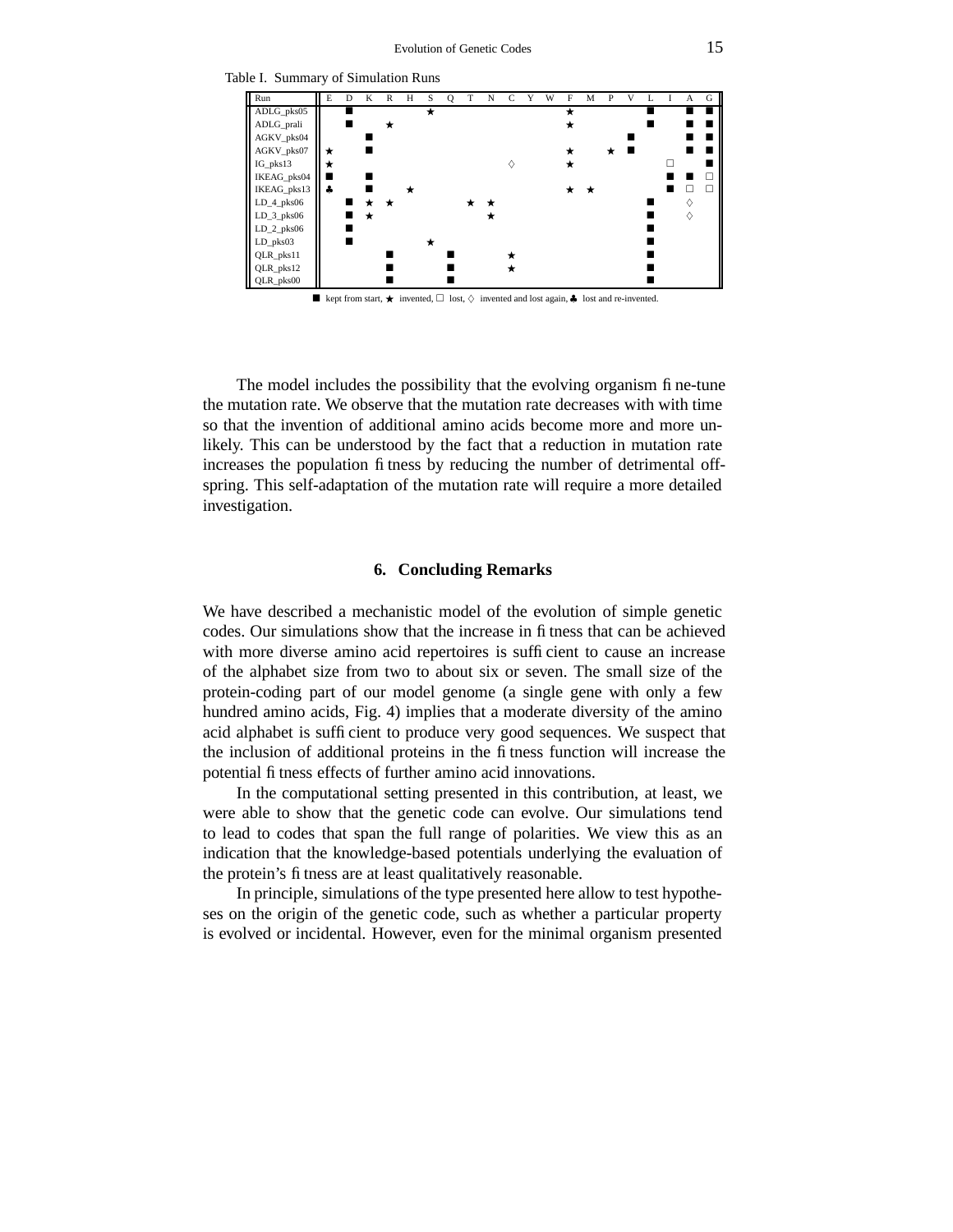Table I. Summary of Simulation Runs

| Run | E | D | K | R | H | S | Q | T | N | C | Y | W | F | M | P | V | L | I | A | G |
|---|---|---|---|---|---|---|---|---|---|---|---|---|---|---|---|---|---|---|---|---|
| ADLG_pks05 | | ■ | | | | ★ | | | | | | | ★ | | | | ■ | | ■ | ■ |
| ADLG_prali | | ■ | | ★ | | | | | | | | | ★ | | | | ■ | | ■ | ■ |
| AGKV_pks04 | | | ■ | | | | | | | | | | | | | ■ | | | ■ | ■ |
| AGKV_pks07 | ★ | | ■ | | | | | | | | | | ★ | | ★ | ■ | | | ■ | ■ |
| IG_pks13 | ★ | | | | | | | | | ♢ | | | ★ | | | | | □ | | ■ |
| IKEAG_pks04 | ■ | | ■ | | | | | | | | | | | | | | | ■ | ■ | □ |
| IKEAG_pks13 | ♣ | | ■ | | ★ | | | | | | | | ★ | ★ | | | | ■ | □ | □ |
| LD_4_pks06 | | ■ | ★ | ★ | | | | ★ | ★ | | | | | | | | ■ | | ♢ | |
| LD_3_pks06 | | ■ | ★ | | | | | | ★ | | | | | | | | ■ | | ♢ | |
| LD_2_pks06 | | ■ | | | | | | | | | | | | | | | ■ | | | |
| LD_pks03 | | ■ | | | | ★ | | | | | | | | | | | ■ | | | |
| QLR_pks11 | | | | ■ | | | ■ | | | ★ | | | | | | | ■ | | | |
| QLR_pks12 | | | | ■ | | | ■ | | | ★ | | | | | | | ■ | | | |
| QLR_pks00 | | | | ■ | | | ■ | | | | | | | | | | ■ | | | |

■ kept from start, ★ invented, □ lost, ♢ invented and lost again, ♣ lost and re-invented.

The model includes the possibility that the evolving organism fine-tune the mutation rate. We observe that the mutation rate decreases with with time so that the invention of additional amino acids become more and more unlikely. This can be understood by the fact that a reduction in mutation rate increases the population fitness by reducing the number of detrimental offspring. This self-adaptation of the mutation rate will require a more detailed investigation.

## 6. Concluding Remarks

We have described a mechanistic model of the evolution of simple genetic codes. Our simulations show that the increase in fitness that can be achieved with more diverse amino acid repertoires is sufficient to cause an increase of the alphabet size from two to about six or seven. The small size of the protein-coding part of our model genome (a single gene with only a few hundred amino acids, Fig. 4) implies that a moderate diversity of the amino acid alphabet is sufficient to produce very good sequences. We suspect that the inclusion of additional proteins in the fitness function will increase the potential fitness effects of further amino acid innovations.

In the computational setting presented in this contribution, at least, we were able to show that the genetic code can evolve. Our simulations tend to lead to codes that span the full range of polarities. We view this as an indication that the knowledge-based potentials underlying the evaluation of the protein's fitness are at least qualitatively reasonable.

In principle, simulations of the type presented here allow to test hypotheses on the origin of the genetic code, such as whether a particular property is evolved or incidental. However, even for the minimal organism presented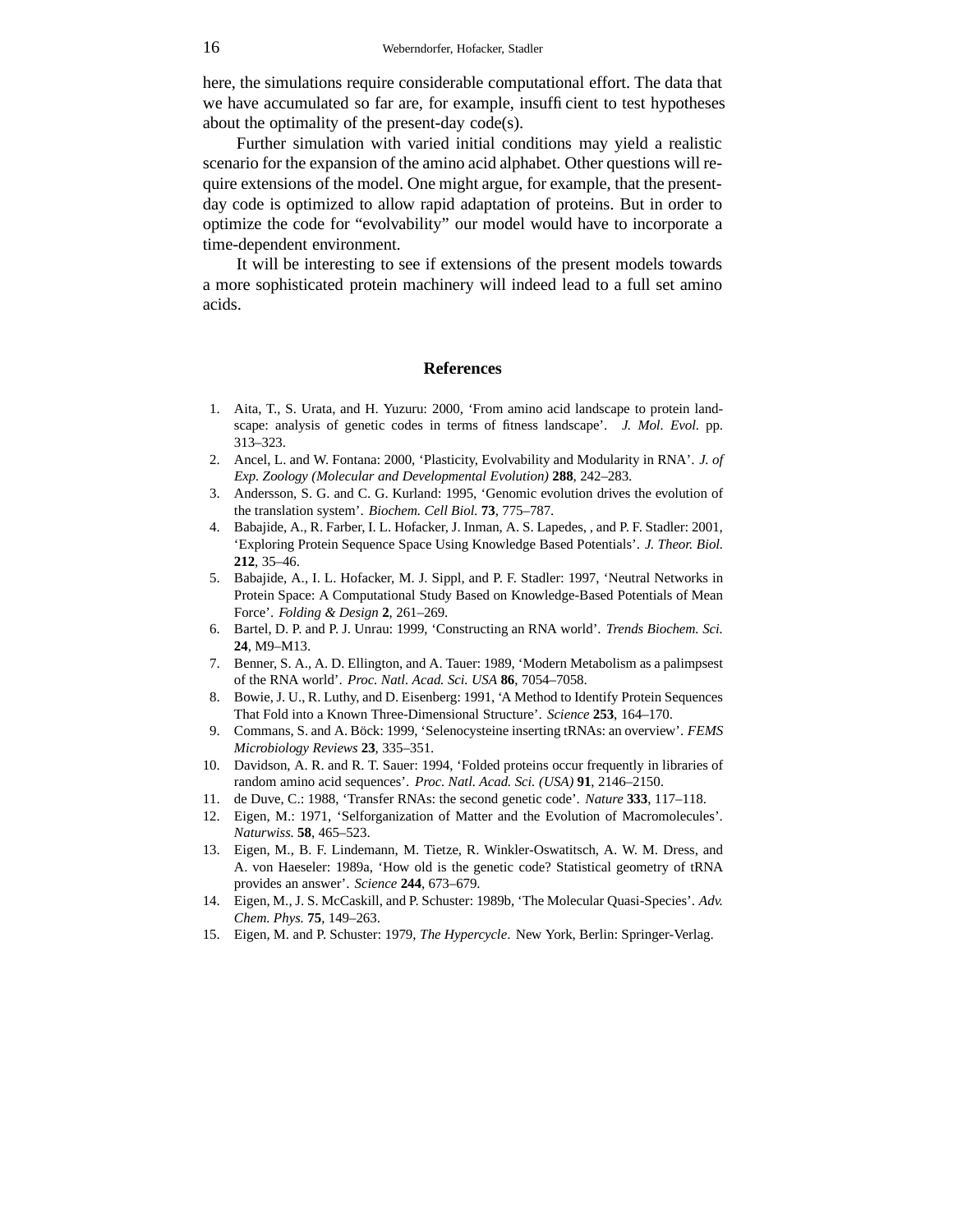here, the simulations require considerable computational effort. The data that we have accumulated so far are, for example, insufficient to test hypotheses about the optimality of the present-day code(s).

Further simulation with varied initial conditions may yield a realistic scenario for the expansion of the amino acid alphabet. Other questions will require extensions of the model. One might argue, for example, that the present-day code is optimized to allow rapid adaptation of proteins. But in order to optimize the code for "evolvability" our model would have to incorporate a time-dependent environment.

It will be interesting to see if extensions of the present models towards a more sophisticated protein machinery will indeed lead to a full set amino acids.

## References

1. Aita, T., S. Urata, and H. Yuzuru: 2000, 'From amino acid landscape to protein landscape: analysis of genetic codes in terms of fitness landscape'. *J. Mol. Evol.* pp. 313–323.
2. Ancel, L. and W. Fontana: 2000, 'Plasticity, Evolvability and Modularity in RNA'. *J. of Exp. Zoology (Molecular and Developmental Evolution)* **288**, 242–283.
3. Andersson, S. G. and C. G. Kurland: 1995, 'Genomic evolution drives the evolution of the translation system'. *Biochem. Cell Biol.* **73**, 775–787.
4. Babajide, A., R. Farber, I. L. Hofacker, J. Inman, A. S. Lapedes, , and P. F. Stadler: 2001, 'Exploring Protein Sequence Space Using Knowledge Based Potentials'. *J. Theor. Biol.* **212**, 35–46.
5. Babajide, A., I. L. Hofacker, M. J. Sippl, and P. F. Stadler: 1997, 'Neutral Networks in Protein Space: A Computational Study Based on Knowledge-Based Potentials of Mean Force'. *Folding & Design* **2**, 261–269.
6. Bartel, D. P. and P. J. Unrau: 1999, 'Constructing an RNA world'. *Trends Biochem. Sci.* **24**, M9–M13.
7. Benner, S. A., A. D. Ellington, and A. Tauer: 1989, 'Modern Metabolism as a palimpsest of the RNA world'. *Proc. Natl. Acad. Sci. USA* **86**, 7054–7058.
8. Bowie, J. U., R. Luthy, and D. Eisenberg: 1991, 'A Method to Identify Protein Sequences That Fold into a Known Three-Dimensional Structure'. *Science* **253**, 164–170.
9. Commans, S. and A. Böck: 1999, 'Selenocysteine inserting tRNAs: an overview'. *FEMS Microbiology Reviews* **23**, 335–351.
10. Davidson, A. R. and R. T. Sauer: 1994, 'Folded proteins occur frequently in libraries of random amino acid sequences'. *Proc. Natl. Acad. Sci. (USA)* **91**, 2146–2150.
11. de Duve, C.: 1988, 'Transfer RNAs: the second genetic code'. *Nature* **333**, 117–118.
12. Eigen, M.: 1971, 'Selforganization of Matter and the Evolution of Macromolecules'. *Naturwiss.* **58**, 465–523.
13. Eigen, M., B. F. Lindemann, M. Tietze, R. Winkler-Oswatitsch, A. W. M. Dress, and A. von Haeseler: 1989a, 'How old is the genetic code? Statistical geometry of tRNA provides an answer'. *Science* **244**, 673–679.
14. Eigen, M., J. S. McCaskill, and P. Schuster: 1989b, 'The Molecular Quasi-Species'. *Adv. Chem. Phys.* **75**, 149–263.
15. Eigen, M. and P. Schuster: 1979, *The Hypercycle*. New York, Berlin: Springer-Verlag.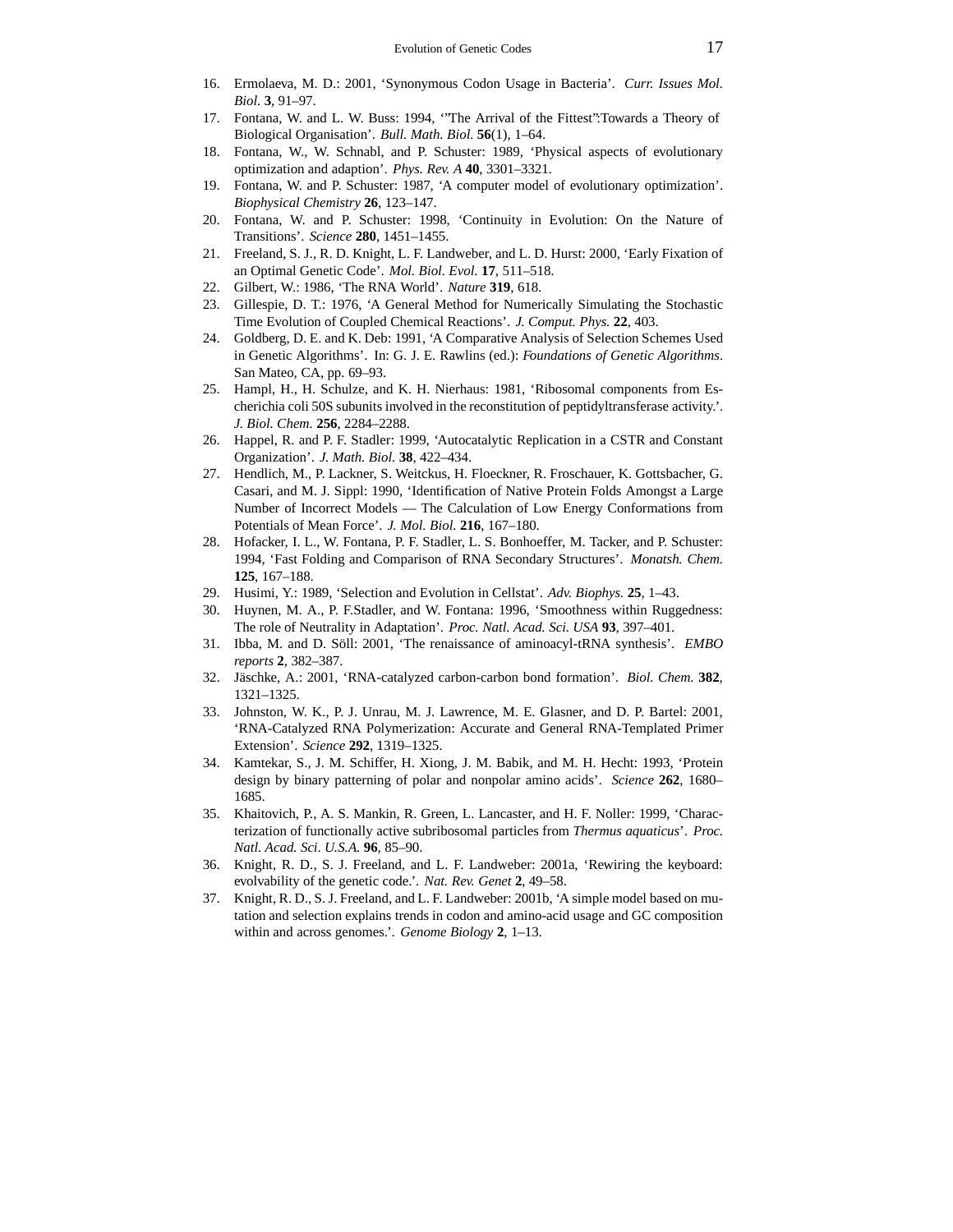16. Ermolaeva, M. D.: 2001, 'Synonymous Codon Usage in Bacteria'. *Curr. Issues Mol. Biol.* **3**, 91–97.
17. Fontana, W. and L. W. Buss: 1994, '"The Arrival of the Fittest":Towards a Theory of Biological Organisation'. *Bull. Math. Biol.* **56**(1), 1–64.
18. Fontana, W., W. Schnabl, and P. Schuster: 1989, 'Physical aspects of evolutionary optimization and adaption'. *Phys. Rev. A* **40**, 3301–3321.
19. Fontana, W. and P. Schuster: 1987, 'A computer model of evolutionary optimization'. *Biophysical Chemistry* **26**, 123–147.
20. Fontana, W. and P. Schuster: 1998, 'Continuity in Evolution: On the Nature of Transitions'. *Science* **280**, 1451–1455.
21. Freeland, S. J., R. D. Knight, L. F. Landweber, and L. D. Hurst: 2000, 'Early Fixation of an Optimal Genetic Code'. *Mol. Biol. Evol.* **17**, 511–518.
22. Gilbert, W.: 1986, 'The RNA World'. *Nature* **319**, 618.
23. Gillespie, D. T.: 1976, 'A General Method for Numerically Simulating the Stochastic Time Evolution of Coupled Chemical Reactions'. *J. Comput. Phys.* **22**, 403.
24. Goldberg, D. E. and K. Deb: 1991, 'A Comparative Analysis of Selection Schemes Used in Genetic Algorithms'. In: G. J. E. Rawlins (ed.): *Foundations of Genetic Algorithms*. San Mateo, CA, pp. 69–93.
25. Hampl, H., H. Schulze, and K. H. Nierhaus: 1981, 'Ribosomal components from Escherichia coli 50S subunits involved in the reconstitution of peptidyltransferase activity.'. *J. Biol. Chem.* **256**, 2284–2288.
26. Happel, R. and P. F. Stadler: 1999, 'Autocatalytic Replication in a CSTR and Constant Organization'. *J. Math. Biol.* **38**, 422–434.
27. Hendlich, M., P. Lackner, S. Weitckus, H. Floeckner, R. Froschauer, K. Gottsbacher, G. Casari, and M. J. Sippl: 1990, 'Identification of Native Protein Folds Amongst a Large Number of Incorrect Models — The Calculation of Low Energy Conformations from Potentials of Mean Force'. *J. Mol. Biol.* **216**, 167–180.
28. Hofacker, I. L., W. Fontana, P. F. Stadler, L. S. Bonhoeffer, M. Tacker, and P. Schuster: 1994, 'Fast Folding and Comparison of RNA Secondary Structures'. *Monatsh. Chem.* **125**, 167–188.
29. Husimi, Y.: 1989, 'Selection and Evolution in Cellstat'. *Adv. Biophys.* **25**, 1–43.
30. Huynen, M. A., P. F.Stadler, and W. Fontana: 1996, 'Smoothness within Ruggedness: The role of Neutrality in Adaptation'. *Proc. Natl. Acad. Sci. USA* **93**, 397–401.
31. Ibba, M. and D. Söll: 2001, 'The renaissance of aminoacyl-tRNA synthesis'. *EMBO reports* **2**, 382–387.
32. Jäschke, A.: 2001, 'RNA-catalyzed carbon-carbon bond formation'. *Biol. Chem.* **382**, 1321–1325.
33. Johnston, W. K., P. J. Unrau, M. J. Lawrence, M. E. Glasner, and D. P. Bartel: 2001, 'RNA-Catalyzed RNA Polymerization: Accurate and General RNA-Templated Primer Extension'. *Science* **292**, 1319–1325.
34. Kamtekar, S., J. M. Schiffer, H. Xiong, J. M. Babik, and M. H. Hecht: 1993, 'Protein design by binary patterning of polar and nonpolar amino acids'. *Science* **262**, 1680–1685.
35. Khaitovich, P., A. S. Mankin, R. Green, L. Lancaster, and H. F. Noller: 1999, 'Characterization of functionally active subribosomal particles from *Thermus aquaticus*'. *Proc. Natl. Acad. Sci. U.S.A.* **96**, 85–90.
36. Knight, R. D., S. J. Freeland, and L. F. Landweber: 2001a, 'Rewiring the keyboard: evolvability of the genetic code.'. *Nat. Rev. Genet* **2**, 49–58.
37. Knight, R. D., S. J. Freeland, and L. F. Landweber: 2001b, 'A simple model based on mutation and selection explains trends in codon and amino-acid usage and GC composition within and across genomes.'. *Genome Biology* **2**, 1–13.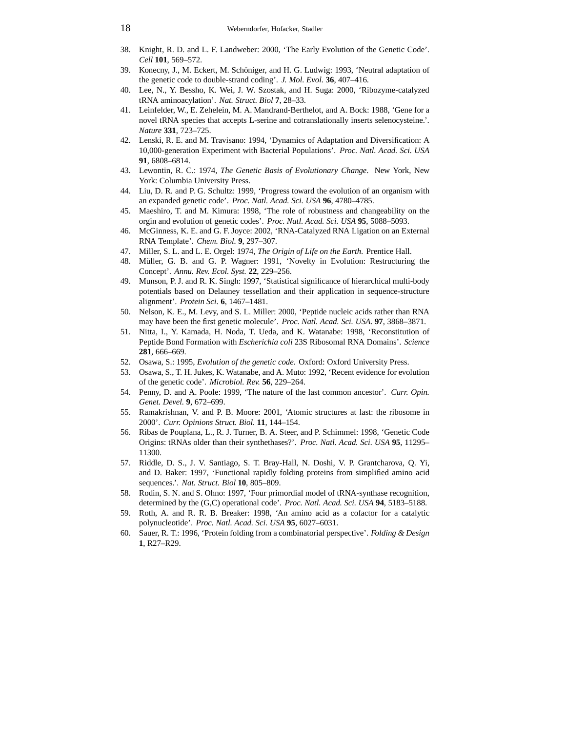38. Knight, R. D. and L. F. Landweber: 2000, 'The Early Evolution of the Genetic Code'. *Cell* **101**, 569–572.
39. Konecny, J., M. Eckert, M. Schöniger, and H. G. Ludwig: 1993, 'Neutral adaptation of the genetic code to double-strand coding'. *J. Mol. Evol.* **36**, 407–416.
40. Lee, N., Y. Bessho, K. Wei, J. W. Szostak, and H. Suga: 2000, 'Ribozyme-catalyzed tRNA aminoacylation'. *Nat. Struct. Biol* **7**, 28–33.
41. Leinfelder, W., E. Zehelein, M. A. Mandrand-Berthelot, and A. Bock: 1988, 'Gene for a novel tRNA species that accepts L-serine and cotranslationally inserts selenocysteine.'. *Nature* **331**, 723–725.
42. Lenski, R. E. and M. Travisano: 1994, 'Dynamics of Adaptation and Diversification: A 10,000-generation Experiment with Bacterial Populations'. *Proc. Natl. Acad. Sci. USA* **91**, 6808–6814.
43. Lewontin, R. C.: 1974, *The Genetic Basis of Evolutionary Change*. New York, New York: Columbia University Press.
44. Liu, D. R. and P. G. Schultz: 1999, 'Progress toward the evolution of an organism with an expanded genetic code'. *Proc. Natl. Acad. Sci. USA* **96**, 4780–4785.
45. Maeshiro, T. and M. Kimura: 1998, 'The role of robustness and changeability on the orgin and evolution of genetic codes'. *Proc. Natl. Acad. Sci. USA* **95**, 5088–5093.
46. McGinness, K. E. and G. F. Joyce: 2002, 'RNA-Catalyzed RNA Ligation on an External RNA Template'. *Chem. Biol.* **9**, 297–307.
47. Miller, S. L. and L. E. Orgel: 1974, *The Origin of Life on the Earth*. Prentice Hall.
48. Müller, G. B. and G. P. Wagner: 1991, 'Novelty in Evolution: Restructuring the Concept'. *Annu. Rev. Ecol. Syst.* **22**, 229–256.
49. Munson, P. J. and R. K. Singh: 1997, 'Statistical significance of hierarchical multi-body potentials based on Delauney tessellation and their application in sequence-structure alignment'. *Protein Sci.* **6**, 1467–1481.
50. Nelson, K. E., M. Levy, and S. L. Miller: 2000, 'Peptide nucleic acids rather than RNA may have been the first genetic molecule'. *Proc. Natl. Acad. Sci. USA.* **97**, 3868–3871.
51. Nitta, I., Y. Kamada, H. Noda, T. Ueda, and K. Watanabe: 1998, 'Reconstitution of Peptide Bond Formation with *Escherichia coli* 23S Ribosomal RNA Domains'. *Science* **281**, 666–669.
52. Osawa, S.: 1995, *Evolution of the genetic code*. Oxford: Oxford University Press.
53. Osawa, S., T. H. Jukes, K. Watanabe, and A. Muto: 1992, 'Recent evidence for evolution of the genetic code'. *Microbiol. Rev.* **56**, 229–264.
54. Penny, D. and A. Poole: 1999, 'The nature of the last common ancestor'. *Curr. Opin. Genet. Devel.* **9**, 672–699.
55. Ramakrishnan, V. and P. B. Moore: 2001, 'Atomic structures at last: the ribosome in 2000'. *Curr. Opinions Struct. Biol.* **11**, 144–154.
56. Ribas de Pouplana, L., R. J. Turner, B. A. Steer, and P. Schimmel: 1998, 'Genetic Code Origins: tRNAs older than their synthethases?'. *Proc. Natl. Acad. Sci. USA* **95**, 11295–11300.
57. Riddle, D. S., J. V. Santiago, S. T. Bray-Hall, N. Doshi, V. P. Grantcharova, Q. Yi, and D. Baker: 1997, 'Functional rapidly folding proteins from simplified amino acid sequences.'. *Nat. Struct. Biol* **10**, 805–809.
58. Rodin, S. N. and S. Ohno: 1997, 'Four primordial model of tRNA-synthase recognition, determined by the (G,C) operational code'. *Proc. Natl. Acad. Sci. USA* **94**, 5183–5188.
59. Roth, A. and R. R. B. Breaker: 1998, 'An amino acid as a cofactor for a catalytic polynucleotide'. *Proc. Natl. Acad. Sci. USA* **95**, 6027–6031.
60. Sauer, R. T.: 1996, 'Protein folding from a combinatorial perspective'. *Folding & Design* **1**, R27–R29.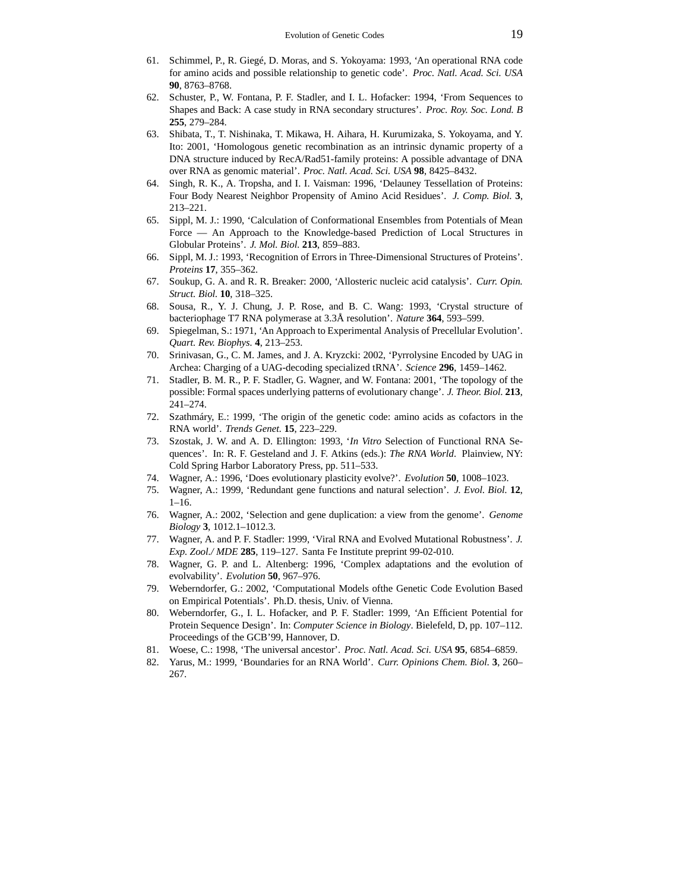61. Schimmel, P., R. Giegé, D. Moras, and S. Yokoyama: 1993, ‘An operational RNA code for amino acids and possible relationship to genetic code’. *Proc. Natl. Acad. Sci. USA* **90**, 8763–8768.
62. Schuster, P., W. Fontana, P. F. Stadler, and I. L. Hofacker: 1994, ‘From Sequences to Shapes and Back: A case study in RNA secondary structures’. *Proc. Roy. Soc. Lond. B* **255**, 279–284.
63. Shibata, T., T. Nishinaka, T. Mikawa, H. Aihara, H. Kurumizaka, S. Yokoyama, and Y. Ito: 2001, ‘Homologous genetic recombination as an intrinsic dynamic property of a DNA structure induced by RecA/Rad51-family proteins: A possible advantage of DNA over RNA as genomic material’. *Proc. Natl. Acad. Sci. USA* **98**, 8425–8432.
64. Singh, R. K., A. Tropsha, and I. I. Vaisman: 1996, ‘Delauney Tessellation of Proteins: Four Body Nearest Neighbor Propensity of Amino Acid Residues’. *J. Comp. Biol.* **3**, 213–221.
65. Sippl, M. J.: 1990, ‘Calculation of Conformational Ensembles from Potentials of Mean Force — An Approach to the Knowledge-based Prediction of Local Structures in Globular Proteins’. *J. Mol. Biol.* **213**, 859–883.
66. Sippl, M. J.: 1993, ‘Recognition of Errors in Three-Dimensional Structures of Proteins’. *Proteins* **17**, 355–362.
67. Soukup, G. A. and R. R. Breaker: 2000, ‘Allosteric nucleic acid catalysis’. *Curr. Opin. Struct. Biol.* **10**, 318–325.
68. Sousa, R., Y. J. Chung, J. P. Rose, and B. C. Wang: 1993, ‘Crystal structure of bacteriophage T7 RNA polymerase at 3.3Å resolution’. *Nature* **364**, 593–599.
69. Spiegelman, S.: 1971, ‘An Approach to Experimental Analysis of Precellular Evolution’. *Quart. Rev. Biophys.* **4**, 213–253.
70. Srinivasan, G., C. M. James, and J. A. Kryzcki: 2002, ‘Pyrrolysine Encoded by UAG in Archea: Charging of a UAG-decoding specialized tRNA’. *Science* **296**, 1459–1462.
71. Stadler, B. M. R., P. F. Stadler, G. Wagner, and W. Fontana: 2001, ‘The topology of the possible: Formal spaces underlying patterns of evolutionary change’. *J. Theor. Biol.* **213**, 241–274.
72. Szathmáry, E.: 1999, ‘The origin of the genetic code: amino acids as cofactors in the RNA world’. *Trends Genet.* **15**, 223–229.
73. Szostak, J. W. and A. D. Ellington: 1993, ‘*In Vitro* Selection of Functional RNA Sequences’. In: R. F. Gesteland and J. F. Atkins (eds.): *The RNA World*. Plainview, NY: Cold Spring Harbor Laboratory Press, pp. 511–533.
74. Wagner, A.: 1996, ‘Does evolutionary plasticity evolve?’. *Evolution* **50**, 1008–1023.
75. Wagner, A.: 1999, ‘Redundant gene functions and natural selection’. *J. Evol. Biol.* **12**, 1–16.
76. Wagner, A.: 2002, ‘Selection and gene duplication: a view from the genome’. *Genome Biology* **3**, 1012.1–1012.3.
77. Wagner, A. and P. F. Stadler: 1999, ‘Viral RNA and Evolved Mutational Robustness’. *J. Exp. Zool./ MDE* **285**, 119–127. Santa Fe Institute preprint 99-02-010.
78. Wagner, G. P. and L. Altenberg: 1996, ‘Complex adaptations and the evolution of evolvability’. *Evolution* **50**, 967–976.
79. Weberndorfer, G.: 2002, ‘Computational Models ofthe Genetic Code Evolution Based on Empirical Potentials’. Ph.D. thesis, Univ. of Vienna.
80. Weberndorfer, G., I. L. Hofacker, and P. F. Stadler: 1999, ‘An Efficient Potential for Protein Sequence Design’. In: *Computer Science in Biology*. Bielefeld, D, pp. 107–112. Proceedings of the GCB’99, Hannover, D.
81. Woese, C.: 1998, ‘The universal ancestor’. *Proc. Natl. Acad. Sci. USA* **95**, 6854–6859.
82. Yarus, M.: 1999, ‘Boundaries for an RNA World’. *Curr. Opinions Chem. Biol.* **3**, 260–267.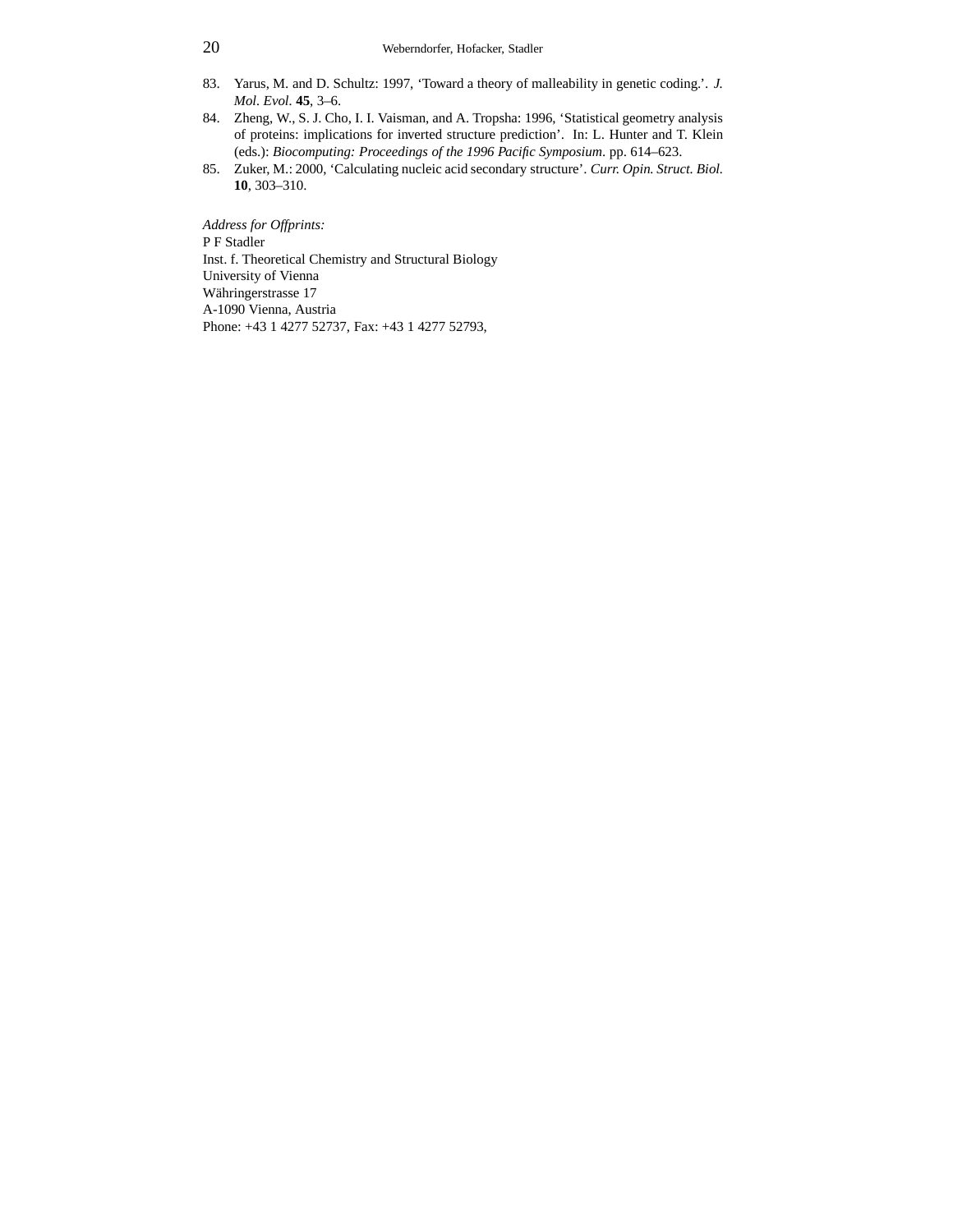83. Yarus, M. and D. Schultz: 1997, ‘Toward a theory of malleability in genetic coding.’. *J. Mol. Evol.* **45**, 3–6.
84. Zheng, W., S. J. Cho, I. I. Vaisman, and A. Tropsha: 1996, ‘Statistical geometry analysis of proteins: implications for inverted structure prediction’. In: L. Hunter and T. Klein (eds.): *Biocomputing: Proceedings of the 1996 Pacific Symposium*. pp. 614–623.
85. Zuker, M.: 2000, ‘Calculating nucleic acid secondary structure’. *Curr. Opin. Struct. Biol.* **10**, 303–310.

*Address for Offprints:*
P F Stadler
Inst. f. Theoretical Chemistry and Structural Biology
University of Vienna
Währingerstrasse 17
A-1090 Vienna, Austria
Phone: +43 1 4277 52737, Fax: +43 1 4277 52793,